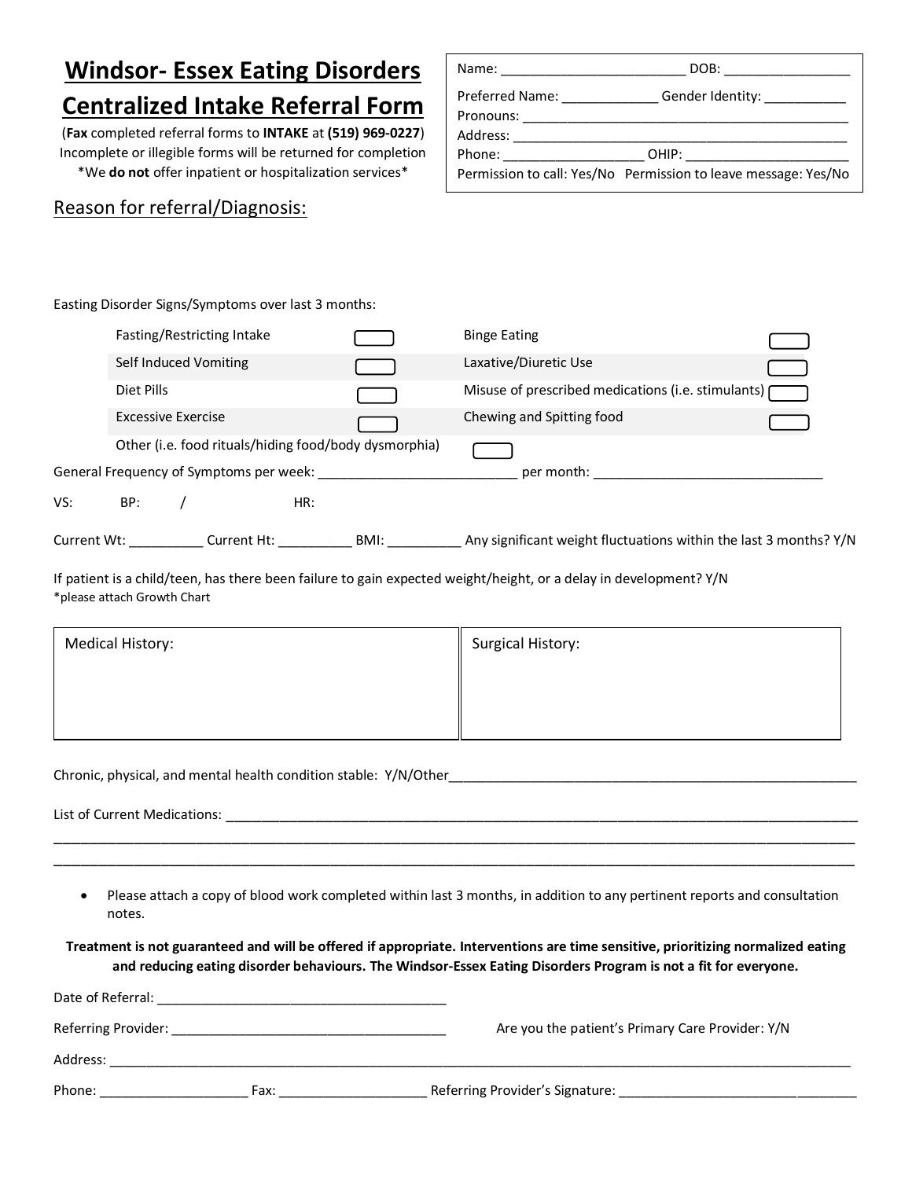# Windsor- Essex Eating Disorders Centralized Intake Referral Form

(**Fax** completed referral forms to **INTAKE** at **(519) 969-0227**)
Incomplete or illegible forms will be returned for completion
*We **do not** offer inpatient or hospitalization services*

Name: ________________________ DOB: ________________

Preferred Name: ____________ Gender Identity: ___________

Pronouns: ____________________________________________

Address: _____________________________________________

Phone: __________________ OHIP: ______________________

Permission to call: Yes/No Permission to leave message: Yes/No

## Reason for referral/Diagnosis:

Easting Disorder Signs/Symptoms over last 3 months:

| | | | |
|---|---|---|---|
| Fasting/Restricting Intake | ☐ | Binge Eating | ☐ |
| Self Induced Vomiting | ☐ | Laxative/Diuretic Use | ☐ |
| Diet Pills | ☐ | Misuse of prescribed medications (i.e. stimulants) | ☐ |
| Excessive Exercise | ☐ | Chewing and Spitting food | ☐ |
| Other (i.e. food rituals/hiding food/body dysmorphia) | ☐ | | |

General Frequency of Symptoms per week: __________________________ per month: ______________________________

VS: BP: / HR:

Current Wt: __________ Current Ht: __________ BMI: __________ Any significant weight fluctuations within the last 3 months? Y/N

If patient is a child/teen, has there been failure to gain expected weight/height, or a delay in development? Y/N
*please attach Growth Chart

| Medical History: | Surgical History: |
|---|---|
| | |

Chronic, physical, and mental health condition stable: Y/N/Other________________________________________________________

List of Current Medications: ________________________________________________________________________________
____________________________________________________________________________________________________
____________________________________________________________________________________________________

- Please attach a copy of blood work completed within last 3 months, in addition to any pertinent reports and consultation notes.

**Treatment is not guaranteed and will be offered if appropriate. Interventions are time sensitive, prioritizing normalized eating and reducing eating disorder behaviours. The Windsor-Essex Eating Disorders Program is not a fit for everyone.**

Date of Referral: ______________________________________

Referring Provider: ____________________________________ Are you the patient's Primary Care Provider: Y/N

Address: ______________________________________________________________________________________________

Phone: ___________________ Fax: ___________________ Referring Provider's Signature: ________________________________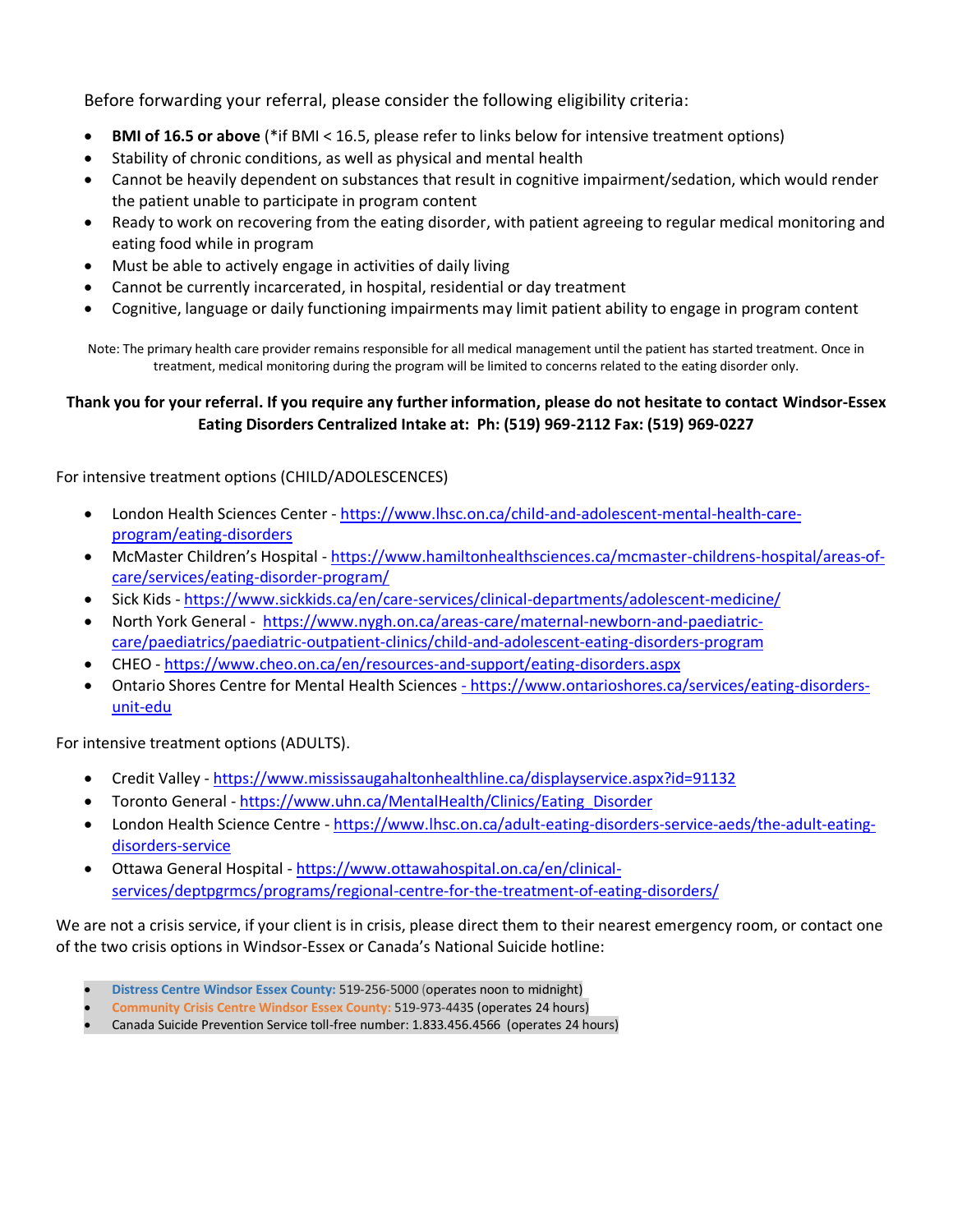Before forwarding your referral, please consider the following eligibility criteria:

- **BMI of 16.5 or above** (*if BMI < 16.5, please refer to links below for intensive treatment options)
- Stability of chronic conditions, as well as physical and mental health
- Cannot be heavily dependent on substances that result in cognitive impairment/sedation, which would render the patient unable to participate in program content
- Ready to work on recovering from the eating disorder, with patient agreeing to regular medical monitoring and eating food while in program
- Must be able to actively engage in activities of daily living
- Cannot be currently incarcerated, in hospital, residential or day treatment
- Cognitive, language or daily functioning impairments may limit patient ability to engage in program content

Note: The primary health care provider remains responsible for all medical management until the patient has started treatment. Once in treatment, medical monitoring during the program will be limited to concerns related to the eating disorder only.

**Thank you for your referral. If you require any further information, please do not hesitate to contact Windsor-Essex Eating Disorders Centralized Intake at: Ph: (519) 969-2112 Fax: (519) 969-0227**

For intensive treatment options (CHILD/ADOLESCENCES)

- London Health Sciences Center - https://www.lhsc.on.ca/child-and-adolescent-mental-health-care-program/eating-disorders
- McMaster Children's Hospital - https://www.hamiltonhealthsciences.ca/mcmaster-childrens-hospital/areas-of-care/services/eating-disorder-program/
- Sick Kids - https://www.sickkids.ca/en/care-services/clinical-departments/adolescent-medicine/
- North York General - https://www.nygh.on.ca/areas-care/maternal-newborn-and-paediatric-care/paediatrics/paediatric-outpatient-clinics/child-and-adolescent-eating-disorders-program
- CHEO - https://www.cheo.on.ca/en/resources-and-support/eating-disorders.aspx
- Ontario Shores Centre for Mental Health Sciences - https://www.ontarioshores.ca/services/eating-disorders-unit-edu

For intensive treatment options (ADULTS).

- Credit Valley - https://www.mississaugahaltonhealthline.ca/displayservice.aspx?id=91132
- Toronto General - https://www.uhn.ca/MentalHealth/Clinics/Eating_Disorder
- London Health Science Centre - https://www.lhsc.on.ca/adult-eating-disorders-service-aeds/the-adult-eating-disorders-service
- Ottawa General Hospital - https://www.ottawahospital.on.ca/en/clinical-services/deptpgrmcs/programs/regional-centre-for-the-treatment-of-eating-disorders/

We are not a crisis service, if your client is in crisis, please direct them to their nearest emergency room, or contact one of the two crisis options in Windsor-Essex or Canada's National Suicide hotline:

- **Distress Centre Windsor Essex County:** 519-256-5000 (operates noon to midnight)
- **Community Crisis Centre Windsor Essex County:** 519-973-4435 (operates 24 hours)
- Canada Suicide Prevention Service toll-free number: 1.833.456.4566 (operates 24 hours)